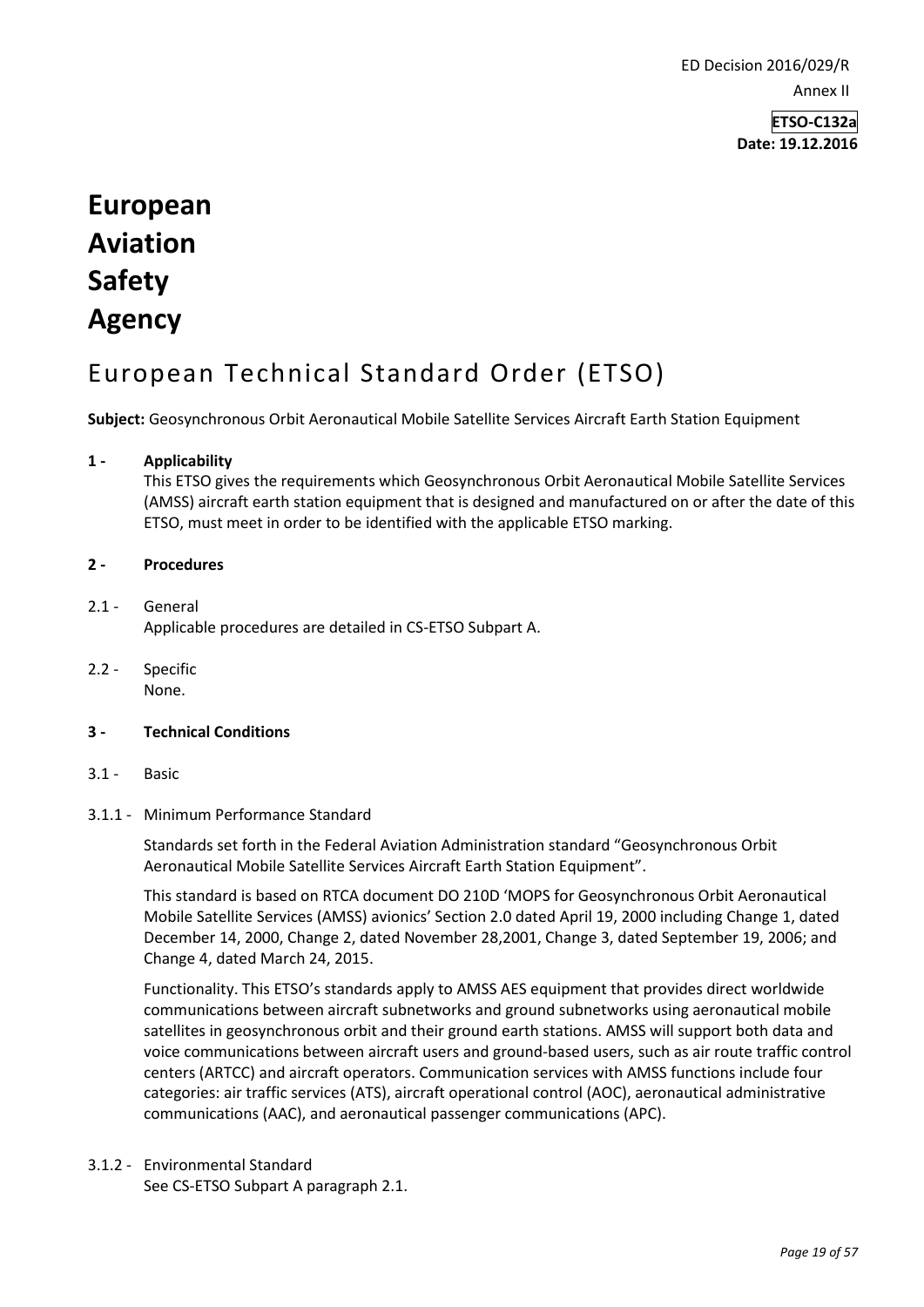ED Decision 2016/029/R

Annex II

**ETSO-C132a**
**Date: 19.12.2016**

# European Aviation Safety Agency

## European Technical Standard Order (ETSO)

**Subject:** Geosynchronous Orbit Aeronautical Mobile Satellite Services Aircraft Earth Station Equipment

### 1 - Applicability

This ETSO gives the requirements which Geosynchronous Orbit Aeronautical Mobile Satellite Services (AMSS) aircraft earth station equipment that is designed and manufactured on or after the date of this ETSO, must meet in order to be identified with the applicable ETSO marking.

### 2 - Procedures

2.1 - General

Applicable procedures are detailed in CS-ETSO Subpart A.

2.2 - Specific

None.

### 3 - Technical Conditions

3.1 - Basic

3.1.1 - Minimum Performance Standard

Standards set forth in the Federal Aviation Administration standard "Geosynchronous Orbit Aeronautical Mobile Satellite Services Aircraft Earth Station Equipment".

This standard is based on RTCA document DO 210D 'MOPS for Geosynchronous Orbit Aeronautical Mobile Satellite Services (AMSS) avionics' Section 2.0 dated April 19, 2000 including Change 1, dated December 14, 2000, Change 2, dated November 28,2001, Change 3, dated September 19, 2006; and Change 4, dated March 24, 2015.

Functionality. This ETSO's standards apply to AMSS AES equipment that provides direct worldwide communications between aircraft subnetworks and ground subnetworks using aeronautical mobile satellites in geosynchronous orbit and their ground earth stations. AMSS will support both data and voice communications between aircraft users and ground-based users, such as air route traffic control centers (ARTCC) and aircraft operators. Communication services with AMSS functions include four categories: air traffic services (ATS), aircraft operational control (AOC), aeronautical administrative communications (AAC), and aeronautical passenger communications (APC).

3.1.2 - Environmental Standard

See CS-ETSO Subpart A paragraph 2.1.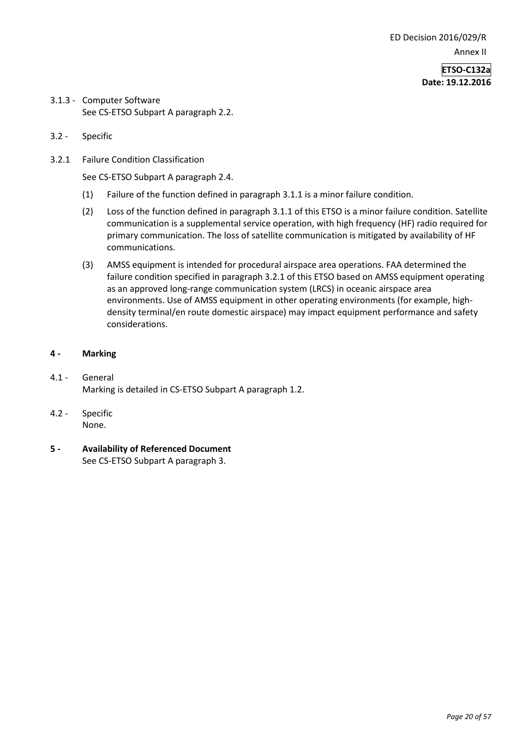3.1.3 - Computer Software
See CS-ETSO Subpart A paragraph 2.2.

3.2 - Specific

3.2.1 Failure Condition Classification

See CS-ETSO Subpart A paragraph 2.4.

(1) Failure of the function defined in paragraph 3.1.1 is a minor failure condition.

(2) Loss of the function defined in paragraph 3.1.1 of this ETSO is a minor failure condition. Satellite communication is a supplemental service operation, with high frequency (HF) radio required for primary communication. The loss of satellite communication is mitigated by availability of HF communications.

(3) AMSS equipment is intended for procedural airspace area operations. FAA determined the failure condition specified in paragraph 3.2.1 of this ETSO based on AMSS equipment operating as an approved long-range communication system (LRCS) in oceanic airspace area environments. Use of AMSS equipment in other operating environments (for example, high-density terminal/en route domestic airspace) may impact equipment performance and safety considerations.

## 4 - Marking

4.1 - General
Marking is detailed in CS-ETSO Subpart A paragraph 1.2.

4.2 - Specific
None.

## 5 - Availability of Referenced Document

See CS-ETSO Subpart A paragraph 3.